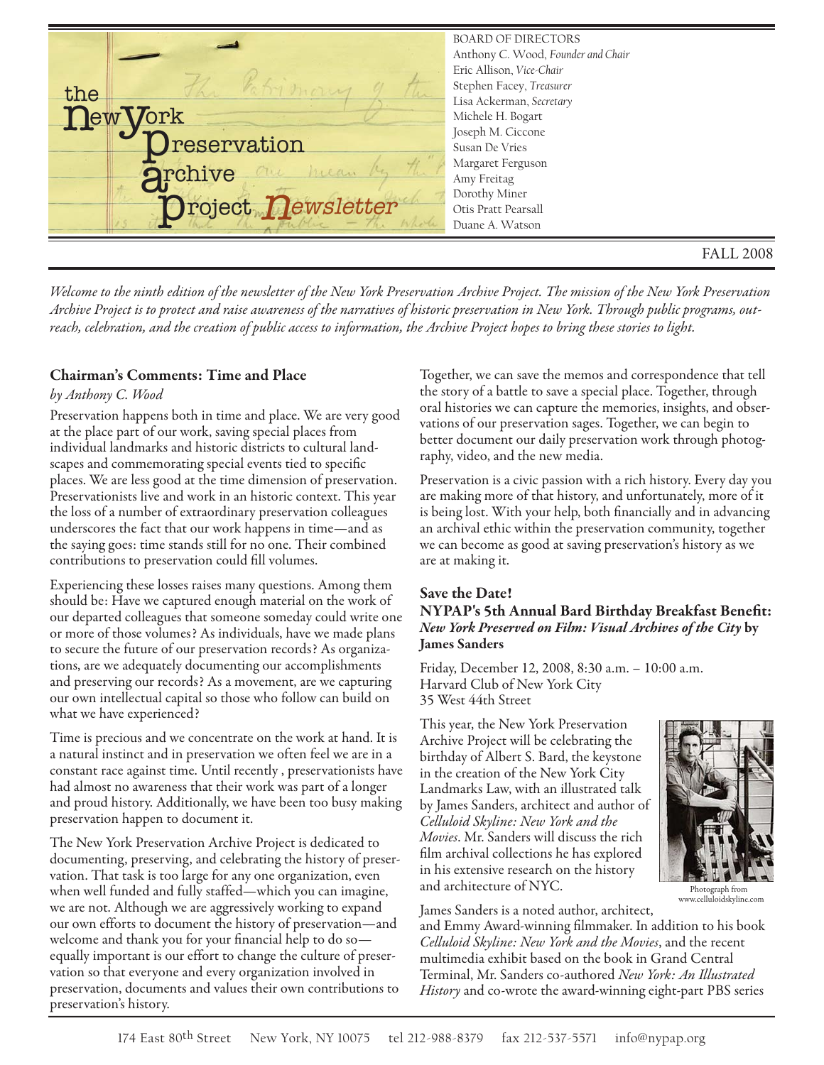# the New York Preservation Archive Project Newsletter

BOARD OF DIRECTORS
Anthony C. Wood, *Founder and Chair*
Eric Allison, *Vice-Chair*
Stephen Facey, *Treasurer*
Lisa Ackerman, *Secretary*
Michele H. Bogart
Joseph M. Ciccone
Susan De Vries
Margaret Ferguson
Amy Freitag
Dorothy Miner
Otis Pratt Pearsall
Duane A. Watson

FALL 2008

*Welcome to the ninth edition of the newsletter of the New York Preservation Archive Project. The mission of the New York Preservation Archive Project is to protect and raise awareness of the narratives of historic preservation in New York. Through public programs, outreach, celebration, and the creation of public access to information, the Archive Project hopes to bring these stories to light.*

## Chairman's Comments: Time and Place

*by Anthony C. Wood*

Preservation happens both in time and place. We are very good at the place part of our work, saving special places from individual landmarks and historic districts to cultural landscapes and commemorating special events tied to specific places. We are less good at the time dimension of preservation. Preservationists live and work in an historic context. This year the loss of a number of extraordinary preservation colleagues underscores the fact that our work happens in time—and as the saying goes: time stands still for no one. Their combined contributions to preservation could fill volumes.

Experiencing these losses raises many questions. Among them should be: Have we captured enough material on the work of our departed colleagues that someone someday could write one or more of those volumes? As individuals, have we made plans to secure the future of our preservation records? As organizations, are we adequately documenting our accomplishments and preserving our records? As a movement, are we capturing our own intellectual capital so those who follow can build on what we have experienced?

Time is precious and we concentrate on the work at hand. It is a natural instinct and in preservation we often feel we are in a constant race against time. Until recently , preservationists have had almost no awareness that their work was part of a longer and proud history. Additionally, we have been too busy making preservation happen to document it.

The New York Preservation Archive Project is dedicated to documenting, preserving, and celebrating the history of preservation. That task is too large for any one organization, even when well funded and fully staffed—which you can imagine, we are not. Although we are aggressively working to expand our own efforts to document the history of preservation—and welcome and thank you for your financial help to do so—equally important is our effort to change the culture of preservation so that everyone and every organization involved in preservation, documents and values their own contributions to preservation's history.

Together, we can save the memos and correspondence that tell the story of a battle to save a special place. Together, through oral histories we can capture the memories, insights, and observations of our preservation sages. Together, we can begin to better document our daily preservation work through photography, video, and the new media.

Preservation is a civic passion with a rich history. Every day you are making more of that history, and unfortunately, more of it is being lost. With your help, both financially and in advancing an archival ethic within the preservation community, together we can become as good at saving preservation's history as we are at making it.

## Save the Date!

### NYPAP's 5th Annual Bard Birthday Breakfast Benefit: *New York Preserved on Film: Visual Archives of the City* by James Sanders

Friday, December 12, 2008, 8:30 a.m. – 10:00 a.m.
Harvard Club of New York City
35 West 44th Street

This year, the New York Preservation Archive Project will be celebrating the birthday of Albert S. Bard, the keystone in the creation of the New York City Landmarks Law, with an illustrated talk by James Sanders, architect and author of *Celluloid Skyline: New York and the Movies*. Mr. Sanders will discuss the rich film archival collections he has explored in his extensive research on the history and architecture of NYC.

Photograph from www.celluloidskyline.com

James Sanders is a noted author, architect, and Emmy Award-winning filmmaker. In addition to his book *Celluloid Skyline: New York and the Movies*, and the recent multimedia exhibit based on the book in Grand Central Terminal, Mr. Sanders co-authored *New York: An Illustrated History* and co-wrote the award-winning eight-part PBS series

174 East 80th Street New York, NY 10075 tel 212-988-8379 fax 212-537-5571 info@nypap.org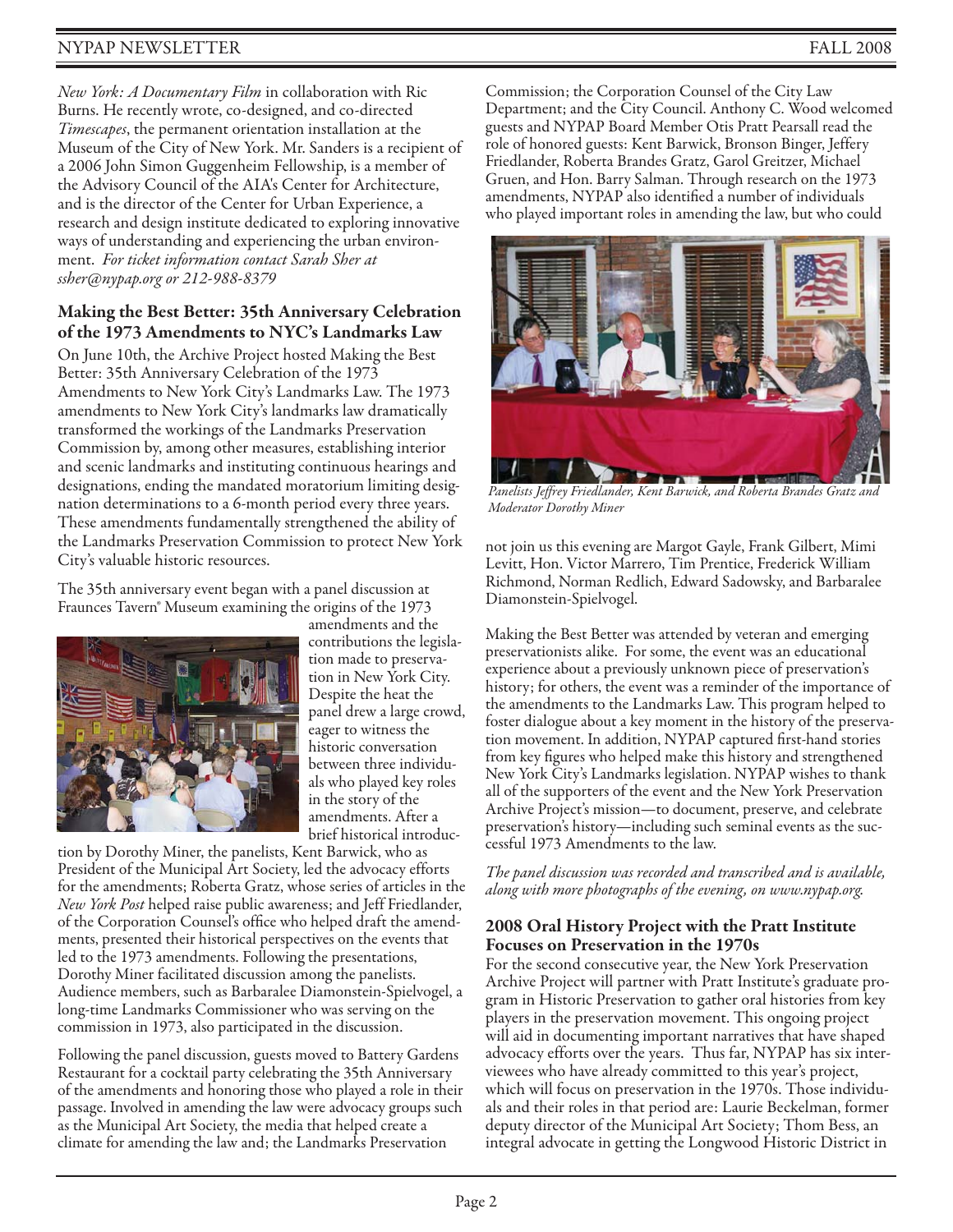*New York: A Documentary Film* in collaboration with Ric Burns. He recently wrote, co-designed, and co-directed *Timescapes*, the permanent orientation installation at the Museum of the City of New York. Mr. Sanders is a recipient of a 2006 John Simon Guggenheim Fellowship, is a member of the Advisory Council of the AIA's Center for Architecture, and is the director of the Center for Urban Experience, a research and design institute dedicated to exploring innovative ways of understanding and experiencing the urban environment. *For ticket information contact Sarah Sher at ssher@nypap.org or 212-988-8379*

### Making the Best Better: 35th Anniversary Celebration of the 1973 Amendments to NYC's Landmarks Law

On June 10th, the Archive Project hosted Making the Best Better: 35th Anniversary Celebration of the 1973 Amendments to New York City's Landmarks Law. The 1973 amendments to New York City's landmarks law dramatically transformed the workings of the Landmarks Preservation Commission by, among other measures, establishing interior and scenic landmarks and instituting continuous hearings and designations, ending the mandated moratorium limiting designation determinations to a 6-month period every three years. These amendments fundamentally strengthened the ability of the Landmarks Preservation Commission to protect New York City's valuable historic resources.

The 35th anniversary event began with a panel discussion at Fraunces Tavern® Museum examining the origins of the 1973 amendments and the contributions the legislation made to preservation in New York City. Despite the heat the panel drew a large crowd, eager to witness the historic conversation between three individuals who played key roles in the story of the amendments. After a brief historical introduction by Dorothy Miner, the panelists, Kent Barwick, who as President of the Municipal Art Society, led the advocacy efforts for the amendments; Roberta Gratz, whose series of articles in the *New York Post* helped raise public awareness; and Jeff Friedlander, of the Corporation Counsel's office who helped draft the amendments, presented their historical perspectives on the events that led to the 1973 amendments. Following the presentations, Dorothy Miner facilitated discussion among the panelists. Audience members, such as Barbaralee Diamonstein-Spielvogel, a long-time Landmarks Commissioner who was serving on the commission in 1973, also participated in the discussion.

Following the panel discussion, guests moved to Battery Gardens Restaurant for a cocktail party celebrating the 35th Anniversary of the amendments and honoring those who played a role in their passage. Involved in amending the law were advocacy groups such as the Municipal Art Society, the media that helped create a climate for amending the law and; the Landmarks Preservation Commission; the Corporation Counsel of the City Law Department; and the City Council. Anthony C. Wood welcomed guests and NYPAP Board Member Otis Pratt Pearsall read the role of honored guests: Kent Barwick, Bronson Binger, Jeffery Friedlander, Roberta Brandes Gratz, Garol Greitzer, Michael Gruen, and Hon. Barry Salman. Through research on the 1973 amendments, NYPAP also identified a number of individuals who played important roles in amending the law, but who could not join us this evening are Margot Gayle, Frank Gilbert, Mimi Levitt, Hon. Victor Marrero, Tim Prentice, Frederick William Richmond, Norman Redlich, Edward Sadowsky, and Barbaralee Diamonstein-Spielvogel.

*Panelists Jeffrey Friedlander, Kent Barwick, and Roberta Brandes Gratz and Moderator Dorothy Miner*

Making the Best Better was attended by veteran and emerging preservationists alike. For some, the event was an educational experience about a previously unknown piece of preservation's history; for others, the event was a reminder of the importance of the amendments to the Landmarks Law. This program helped to foster dialogue about a key moment in the history of the preservation movement. In addition, NYPAP captured first-hand stories from key figures who helped make this history and strengthened New York City's Landmarks legislation. NYPAP wishes to thank all of the supporters of the event and the New York Preservation Archive Project's mission—to document, preserve, and celebrate preservation's history—including such seminal events as the successful 1973 Amendments to the law.

*The panel discussion was recorded and transcribed and is available, along with more photographs of the evening, on www.nypap.org.*

### 2008 Oral History Project with the Pratt Institute Focuses on Preservation in the 1970s

For the second consecutive year, the New York Preservation Archive Project will partner with Pratt Institute's graduate program in Historic Preservation to gather oral histories from key players in the preservation movement. This ongoing project will aid in documenting important narratives that have shaped advocacy efforts over the years. Thus far, NYPAP has six interviewees who have already committed to this year's project, which will focus on preservation in the 1970s. Those individuals and their roles in that period are: Laurie Beckelman, former deputy director of the Municipal Art Society; Thom Bess, an integral advocate in getting the Longwood Historic District in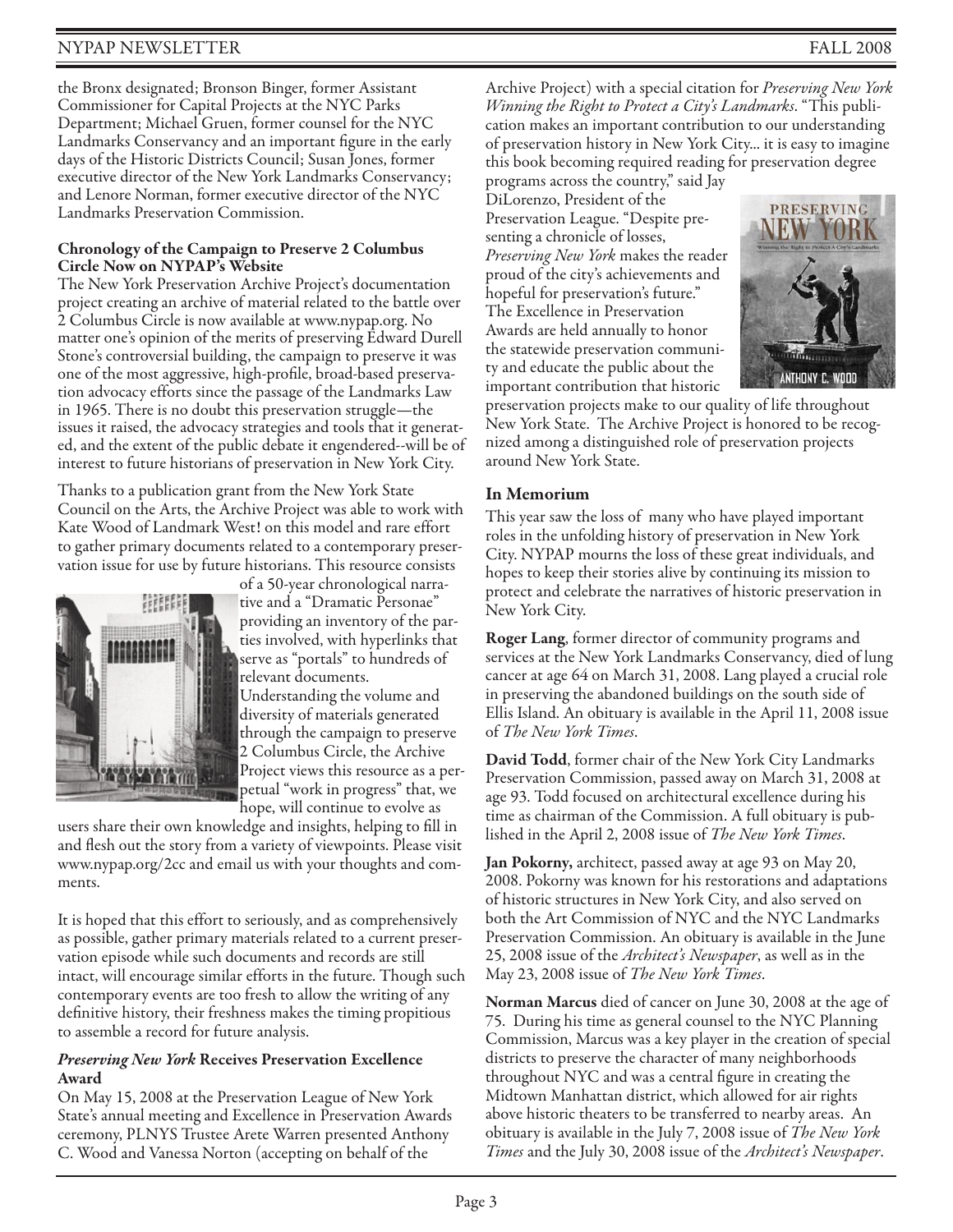the Bronx designated; Bronson Binger, former Assistant Commissioner for Capital Projects at the NYC Parks Department; Michael Gruen, former counsel for the NYC Landmarks Conservancy and an important figure in the early days of the Historic Districts Council; Susan Jones, former executive director of the New York Landmarks Conservancy; and Lenore Norman, former executive director of the NYC Landmarks Preservation Commission.

### Chronology of the Campaign to Preserve 2 Columbus Circle Now on NYPAP's Website

The New York Preservation Archive Project's documentation project creating an archive of material related to the battle over 2 Columbus Circle is now available at www.nypap.org. No matter one's opinion of the merits of preserving Edward Durell Stone's controversial building, the campaign to preserve it was one of the most aggressive, high-profile, broad-based preservation advocacy efforts since the passage of the Landmarks Law in 1965. There is no doubt this preservation struggle—the issues it raised, the advocacy strategies and tools that it generated, and the extent of the public debate it engendered--will be of interest to future historians of preservation in New York City.

Thanks to a publication grant from the New York State Council on the Arts, the Archive Project was able to work with Kate Wood of Landmark West! on this model and rare effort to gather primary documents related to a contemporary preservation issue for use by future historians. This resource consists of a 50-year chronological narrative and a "Dramatic Personae" providing an inventory of the parties involved, with hyperlinks that serve as "portals" to hundreds of relevant documents. Understanding the volume and diversity of materials generated through the campaign to preserve 2 Columbus Circle, the Archive Project views this resource as a perpetual "work in progress" that, we hope, will continue to evolve as users share their own knowledge and insights, helping to fill in and flesh out the story from a variety of viewpoints. Please visit www.nypap.org/2cc and email us with your thoughts and comments.

It is hoped that this effort to seriously, and as comprehensively as possible, gather primary materials related to a current preservation episode while such documents and records are still intact, will encourage similar efforts in the future. Though such contemporary events are too fresh to allow the writing of any definitive history, their freshness makes the timing propitious to assemble a record for future analysis.

### *Preserving New York* Receives Preservation Excellence Award

On May 15, 2008 at the Preservation League of New York State's annual meeting and Excellence in Preservation Awards ceremony, PLNYS Trustee Arete Warren presented Anthony C. Wood and Vanessa Norton (accepting on behalf of the Archive Project) with a special citation for *Preserving New York Winning the Right to Protect a City's Landmarks*. "This publication makes an important contribution to our understanding of preservation history in New York City... it is easy to imagine this book becoming required reading for preservation degree programs across the country," said Jay DiLorenzo, President of the Preservation League. "Despite presenting a chronicle of losses, *Preserving New York* makes the reader proud of the city's achievements and hopeful for preservation's future." The Excellence in Preservation Awards are held annually to honor the statewide preservation community and educate the public about the important contribution that historic preservation projects make to our quality of life throughout New York State. The Archive Project is honored to be recognized among a distinguished role of preservation projects around New York State.

### In Memorium

This year saw the loss of many who have played important roles in the unfolding history of preservation in New York City. NYPAP mourns the loss of these great individuals, and hopes to keep their stories alive by continuing its mission to protect and celebrate the narratives of historic preservation in New York City.

**Roger Lang**, former director of community programs and services at the New York Landmarks Conservancy, died of lung cancer at age 64 on March 31, 2008. Lang played a crucial role in preserving the abandoned buildings on the south side of Ellis Island. An obituary is available in the April 11, 2008 issue of *The New York Times*.

**David Todd**, former chair of the New York City Landmarks Preservation Commission, passed away on March 31, 2008 at age 93. Todd focused on architectural excellence during his time as chairman of the Commission. A full obituary is published in the April 2, 2008 issue of *The New York Times*.

**Jan Pokorny,** architect, passed away at age 93 on May 20, 2008. Pokorny was known for his restorations and adaptations of historic structures in New York City, and also served on both the Art Commission of NYC and the NYC Landmarks Preservation Commission. An obituary is available in the June 25, 2008 issue of the *Architect's Newspaper*, as well as in the May 23, 2008 issue of *The New York Times*.

**Norman Marcus** died of cancer on June 30, 2008 at the age of 75. During his time as general counsel to the NYC Planning Commission, Marcus was a key player in the creation of special districts to preserve the character of many neighborhoods throughout NYC and was a central figure in creating the Midtown Manhattan district, which allowed for air rights above historic theaters to be transferred to nearby areas. An obituary is available in the July 7, 2008 issue of *The New York Times* and the July 30, 2008 issue of the *Architect's Newspaper*.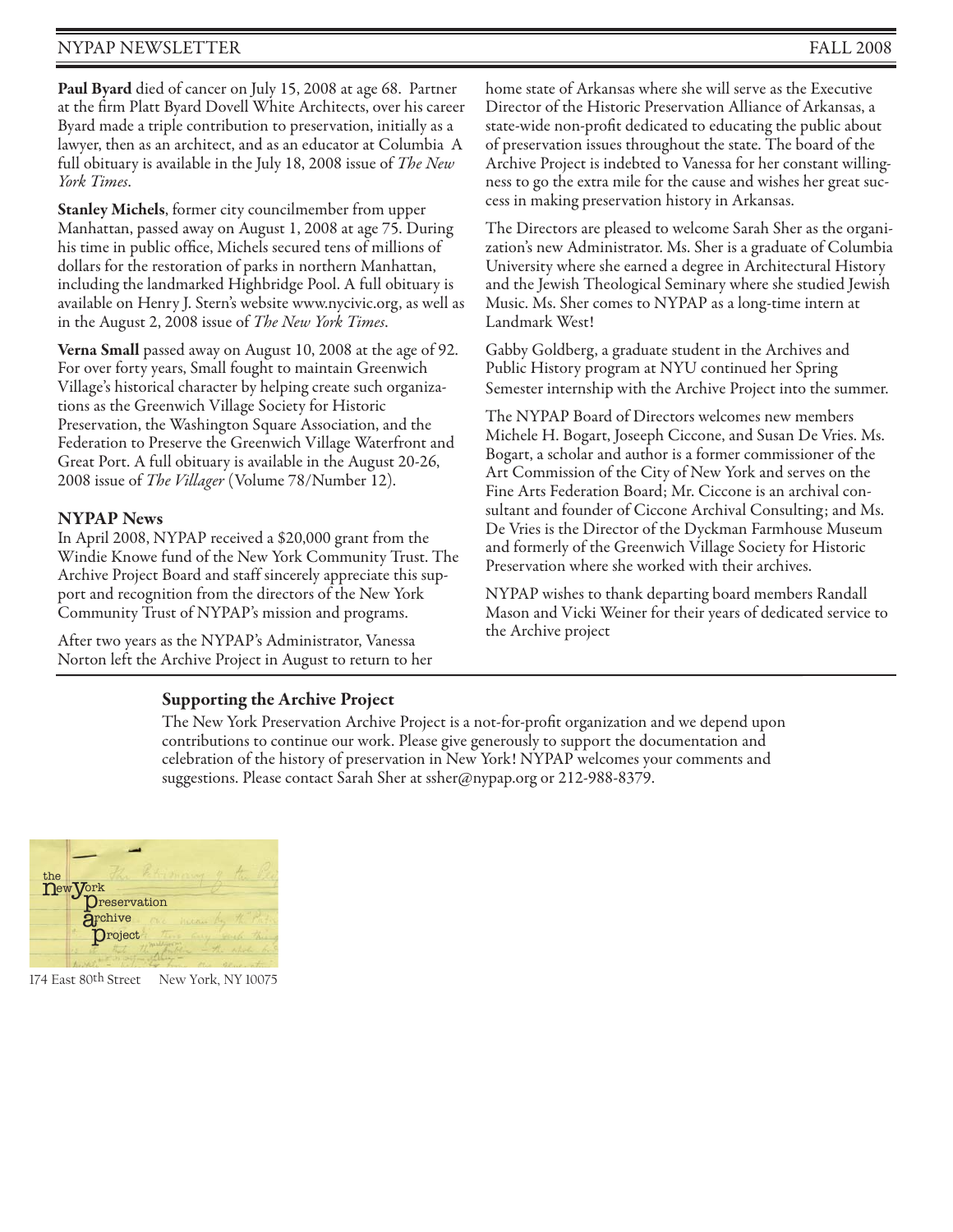**Paul Byard** died of cancer on July 15, 2008 at age 68. Partner at the firm Platt Byard Dovell White Architects, over his career Byard made a triple contribution to preservation, initially as a lawyer, then as an architect, and as an educator at Columbia A full obituary is available in the July 18, 2008 issue of *The New York Times*.

**Stanley Michels**, former city councilmember from upper Manhattan, passed away on August 1, 2008 at age 75. During his time in public office, Michels secured tens of millions of dollars for the restoration of parks in northern Manhattan, including the landmarked Highbridge Pool. A full obituary is available on Henry J. Stern's website www.nycivic.org, as well as in the August 2, 2008 issue of *The New York Times*.

**Verna Small** passed away on August 10, 2008 at the age of 92. For over forty years, Small fought to maintain Greenwich Village's historical character by helping create such organizations as the Greenwich Village Society for Historic Preservation, the Washington Square Association, and the Federation to Preserve the Greenwich Village Waterfront and Great Port. A full obituary is available in the August 20-26, 2008 issue of *The Villager* (Volume 78/Number 12).

## NYPAP News

In April 2008, NYPAP received a $20,000 grant from the Windie Knowe fund of the New York Community Trust. The Archive Project Board and staff sincerely appreciate this support and recognition from the directors of the New York Community Trust of NYPAP's mission and programs.

After two years as the NYPAP's Administrator, Vanessa Norton left the Archive Project in August to return to her home state of Arkansas where she will serve as the Executive Director of the Historic Preservation Alliance of Arkansas, a state-wide non-profit dedicated to educating the public about of preservation issues throughout the state. The board of the Archive Project is indebted to Vanessa for her constant willingness to go the extra mile for the cause and wishes her great success in making preservation history in Arkansas.

The Directors are pleased to welcome Sarah Sher as the organization's new Administrator. Ms. Sher is a graduate of Columbia University where she earned a degree in Architectural History and the Jewish Theological Seminary where she studied Jewish Music. Ms. Sher comes to NYPAP as a long-time intern at Landmark West!

Gabby Goldberg, a graduate student in the Archives and Public History program at NYU continued her Spring Semester internship with the Archive Project into the summer.

The NYPAP Board of Directors welcomes new members Michele H. Bogart, Joseeph Ciccone, and Susan De Vries. Ms. Bogart, a scholar and author is a former commissioner of the Art Commission of the City of New York and serves on the Fine Arts Federation Board; Mr. Ciccone is an archival consultant and founder of Ciccone Archival Consulting; and Ms. De Vries is the Director of the Dyckman Farmhouse Museum and formerly of the Greenwich Village Society for Historic Preservation where she worked with their archives.

NYPAP wishes to thank departing board members Randall Mason and Vicki Weiner for their years of dedicated service to the Archive project

## Supporting the Archive Project

The New York Preservation Archive Project is a not-for-profit organization and we depend upon contributions to continue our work. Please give generously to support the documentation and celebration of the history of preservation in New York! NYPAP welcomes your comments and suggestions. Please contact Sarah Sher at ssher@nypap.org or 212-988-8379.

the New York Preservation Archive Project

174 East 80th Street New York, NY 10075